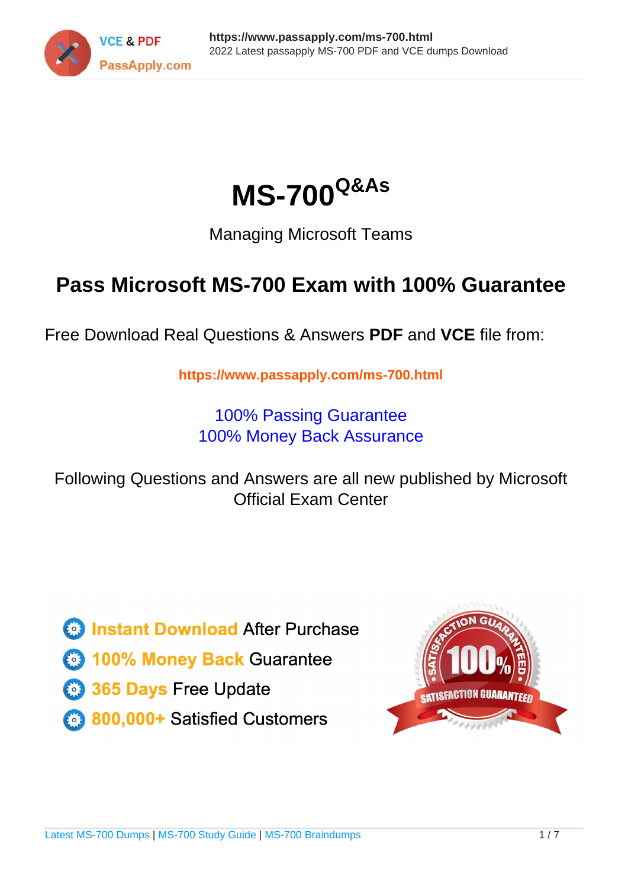# MS-700[Q&As]

Managing Microsoft Teams

## Pass Microsoft MS-700 Exam with 100% Guarantee

Free Download Real Questions & Answers **PDF** and **VCE** file from:

https://www.passapply.com/ms-700.html

100% Passing Guarantee
100% Money Back Assurance

Following Questions and Answers are all new published by Microsoft Official Exam Center

- Instant Download After Purchase
- 100% Money Back Guarantee
- 365 Days Free Update
- 800,000+ Satisfied Customers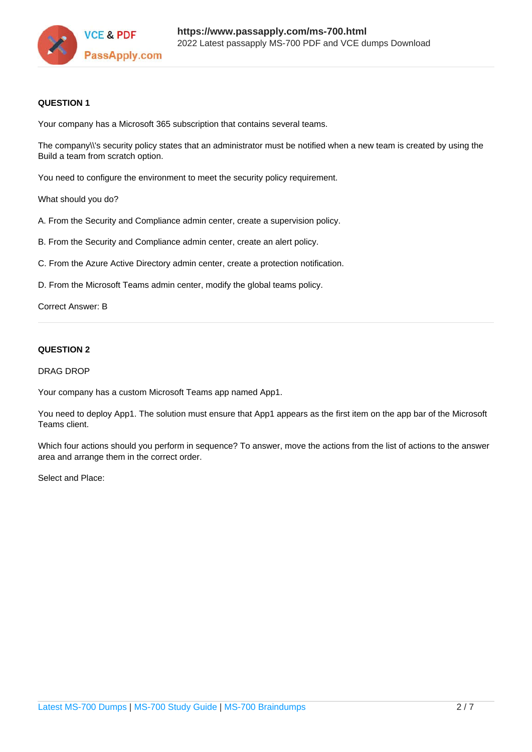**QUESTION 1**

Your company has a Microsoft 365 subscription that contains several teams.

The company\\'s security policy states that an administrator must be notified when a new team is created by using the Build a team from scratch option.

You need to configure the environment to meet the security policy requirement.

What should you do?

A. From the Security and Compliance admin center, create a supervision policy.

B. From the Security and Compliance admin center, create an alert policy.

C. From the Azure Active Directory admin center, create a protection notification.

D. From the Microsoft Teams admin center, modify the global teams policy.

Correct Answer: B

**QUESTION 2**

DRAG DROP

Your company has a custom Microsoft Teams app named App1.

You need to deploy App1. The solution must ensure that App1 appears as the first item on the app bar of the Microsoft Teams client.

Which four actions should you perform in sequence? To answer, move the actions from the list of actions to the answer area and arrange them in the correct order.

Select and Place: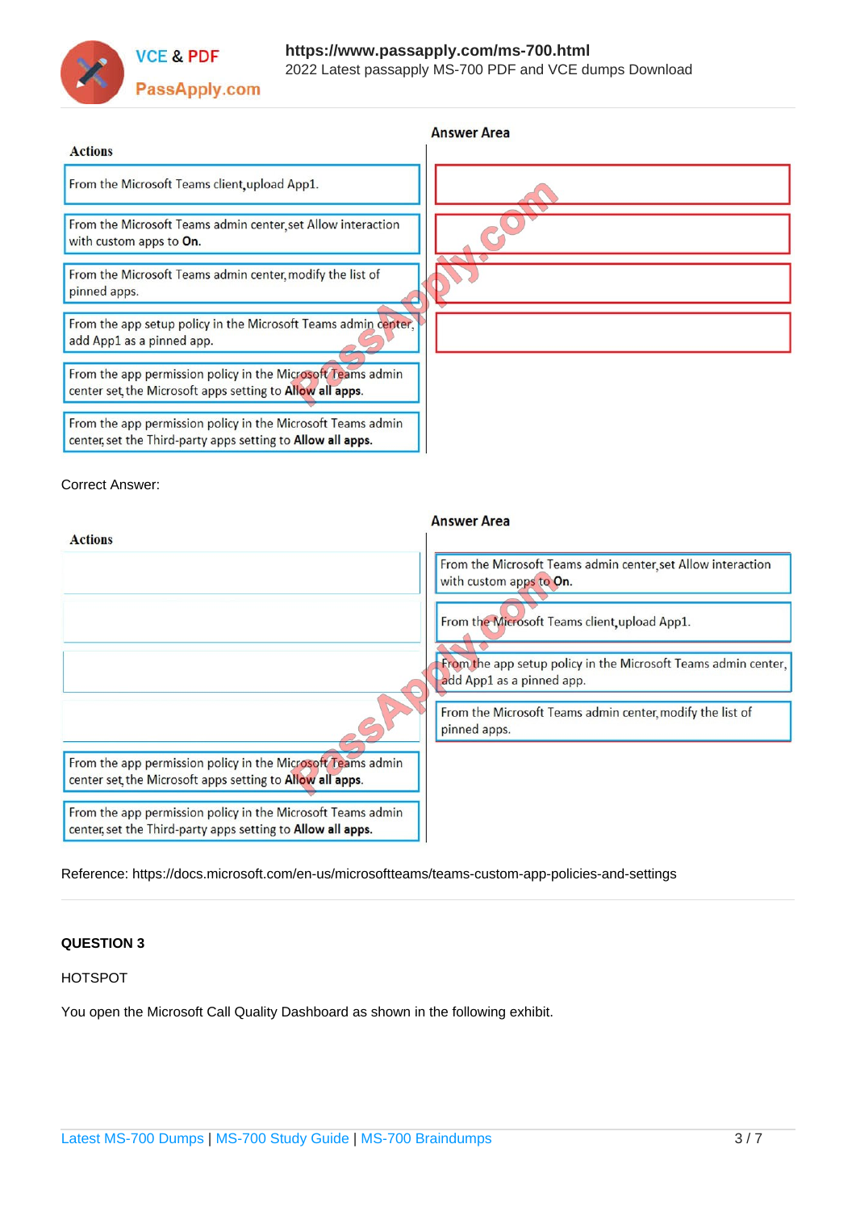| Actions | Answer Area |
| --- | --- |
| From the Microsoft Teams client,upload App1. | |
| From the Microsoft Teams admin center,set Allow interaction with custom apps to **On.** | |
| From the Microsoft Teams admin center, modify the list of pinned apps. | |
| From the app setup policy in the Microsoft Teams admin center, add App1 as a pinned app. | |
| From the app permission policy in the Microsoft Teams admin center set, the Microsoft apps setting to **Allow all apps.** | |
| From the app permission policy in the Microsoft Teams admin center, set the Third-party apps setting to **Allow all apps.** | |

Correct Answer:

| Actions | Answer Area |
| --- | --- |
| | From the Microsoft Teams admin center,set Allow interaction with custom apps to **On.** |
| | From the Microsoft Teams client,upload App1. |
| | From the app setup policy in the Microsoft Teams admin center, add App1 as a pinned app. |
| | From the Microsoft Teams admin center, modify the list of pinned apps. |
| From the app permission policy in the Microsoft Teams admin center set, the Microsoft apps setting to **Allow all apps.** | |
| From the app permission policy in the Microsoft Teams admin center, set the Third-party apps setting to **Allow all apps.** | |

Reference: https://docs.microsoft.com/en-us/microsoftteams/teams-custom-app-policies-and-settings

**QUESTION 3**

HOTSPOT

You open the Microsoft Call Quality Dashboard as shown in the following exhibit.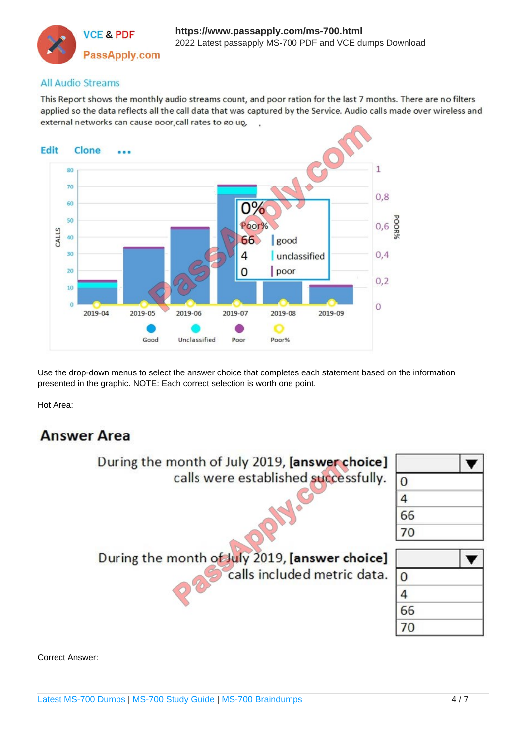## All Audio Streams

This Report shows the monthly audio streams count, and poor ration for the last 7 months. There are no filters applied so the data reflects all the call data that was captured by the Service. Audio calls made over wireless and external networks can cause poor call rates to go up.

Edit Clone ...

CALLS
80
70
60
50
40
30
20
10
0

2019-04
2019-05
2019-06
2019-07
2019-08
2019-09

0%
Poor%
66 good
4 unclassified
0 poor

POOR%
1
0,8
0,6
0,4
0,2
0

Good
Unclassified
Poor
Poor%

Use the drop-down menus to select the answer choice that completes each statement based on the information presented in the graphic. NOTE: Each correct selection is worth one point.

Hot Area:

## Answer Area

During the month of July 2019, **[answer choice]** calls were established successfully.

- 0
- 4
- 66
- 70

During the month of July 2019, **[answer choice]** calls included metric data.

- 0
- 4
- 66
- 70

Correct Answer: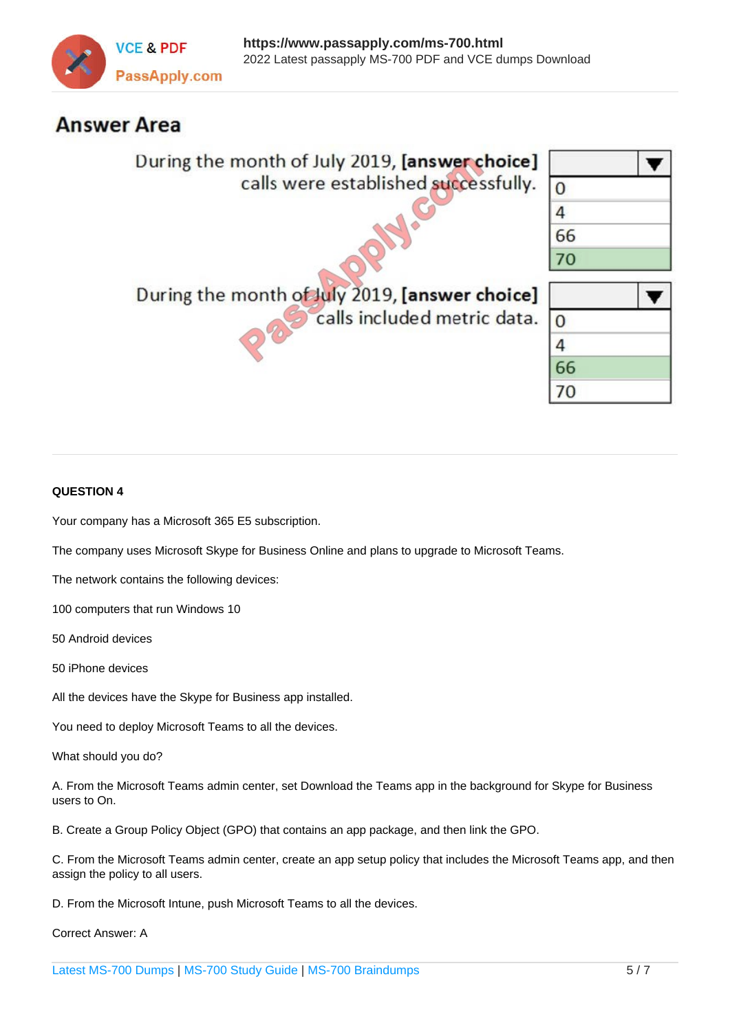## Answer Area

During the month of July 2019, **[answer choice]** calls were established successfully.

- 0
- 4
- 66
- 70

During the month of July 2019, **[answer choice]** calls included metric data.

- 0
- 4
- 66
- 70

**QUESTION 4**

Your company has a Microsoft 365 E5 subscription.

The company uses Microsoft Skype for Business Online and plans to upgrade to Microsoft Teams.

The network contains the following devices:

100 computers that run Windows 10

50 Android devices

50 iPhone devices

All the devices have the Skype for Business app installed.

You need to deploy Microsoft Teams to all the devices.

What should you do?

A. From the Microsoft Teams admin center, set Download the Teams app in the background for Skype for Business users to On.

B. Create a Group Policy Object (GPO) that contains an app package, and then link the GPO.

C. From the Microsoft Teams admin center, create an app setup policy that includes the Microsoft Teams app, and then assign the policy to all users.

D. From the Microsoft Intune, push Microsoft Teams to all the devices.

Correct Answer: A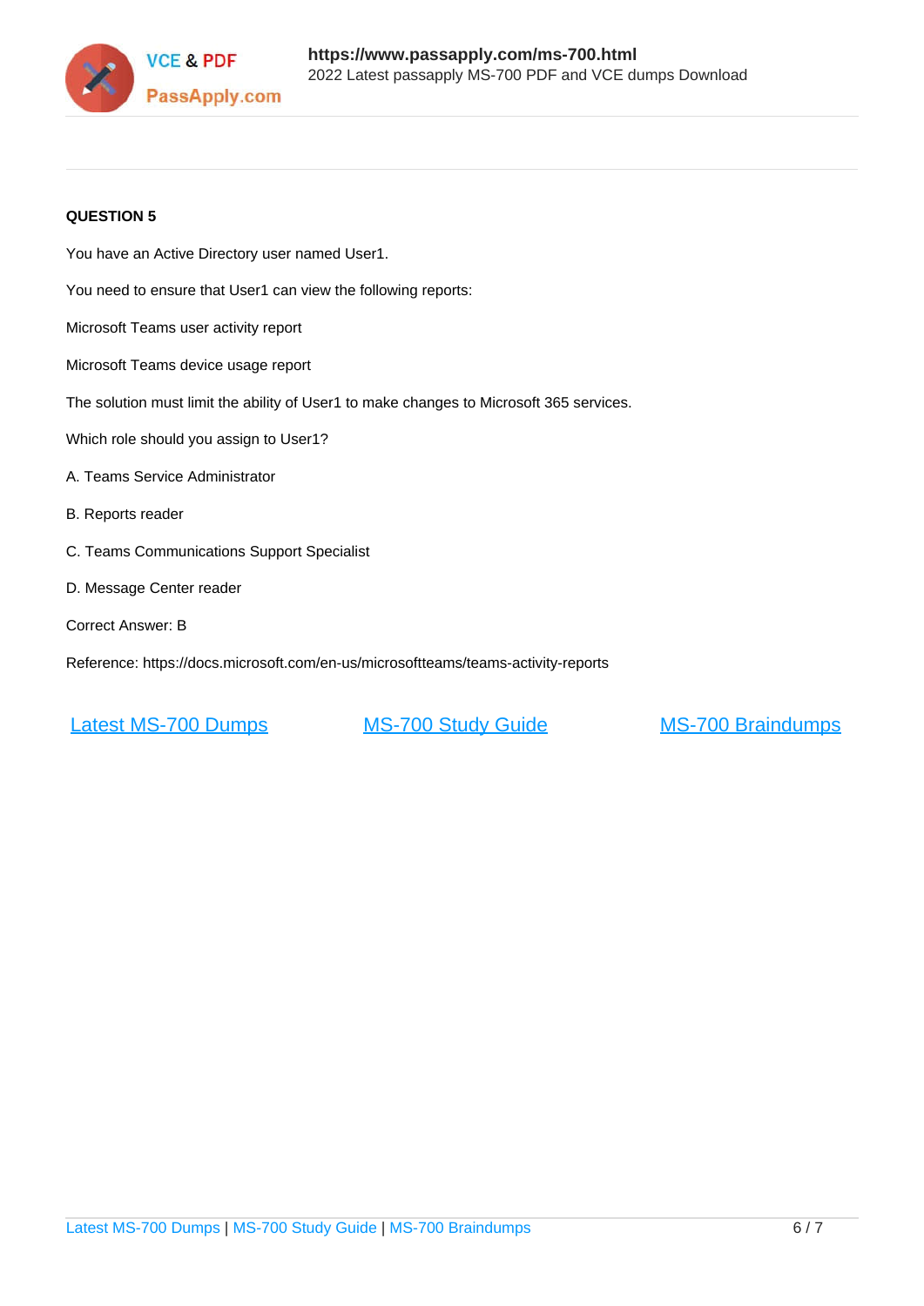**QUESTION 5**

You have an Active Directory user named User1.

You need to ensure that User1 can view the following reports:

Microsoft Teams user activity report

Microsoft Teams device usage report

The solution must limit the ability of User1 to make changes to Microsoft 365 services.

Which role should you assign to User1?

A. Teams Service Administrator

B. Reports reader

C. Teams Communications Support Specialist

D. Message Center reader

Correct Answer: B

Reference: https://docs.microsoft.com/en-us/microsoftteams/teams-activity-reports

[Latest MS-700 Dumps](https://www.passapply.com/ms-700.html) [MS-700 Study Guide](https://www.passapply.com/ms-700.html) [MS-700 Braindumps](https://www.passapply.com/ms-700.html)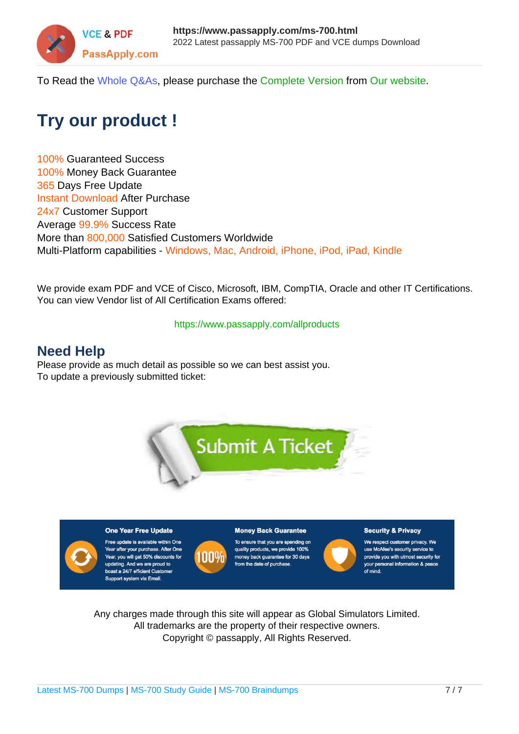To Read the Whole Q&As, please purchase the Complete Version from Our website.

# Try our product !

100% Guaranteed Success
100% Money Back Guarantee
365 Days Free Update
Instant Download After Purchase
24x7 Customer Support
Average 99.9% Success Rate
More than 800,000 Satisfied Customers Worldwide
Multi-Platform capabilities - Windows, Mac, Android, iPhone, iPod, iPad, Kindle

We provide exam PDF and VCE of Cisco, Microsoft, IBM, CompTIA, Oracle and other IT Certifications. You can view Vendor list of All Certification Exams offered:

https://www.passapply.com/allproducts

## Need Help

Please provide as much detail as possible so we can best assist you.
To update a previously submitted ticket:

Submit A Ticket

**One Year Free Update**
Free update is available within One Year after your purchase. After One Year, you will get 50% discounts for updating. And we are proud to boast a 24/7 efficient Customer Support system via Email.

**Money Back Guarantee**
To ensure that you are spending on quality products, we provide 100% money back guarantee for 30 days from the date of purchase.

**Security & Privacy**
We respect customer privacy. We use McAfee's security service to provide you with utmost security for your personal information & peace of mind.

Any charges made through this site will appear as Global Simulators Limited.
All trademarks are the property of their respective owners.
Copyright © passapply, All Rights Reserved.